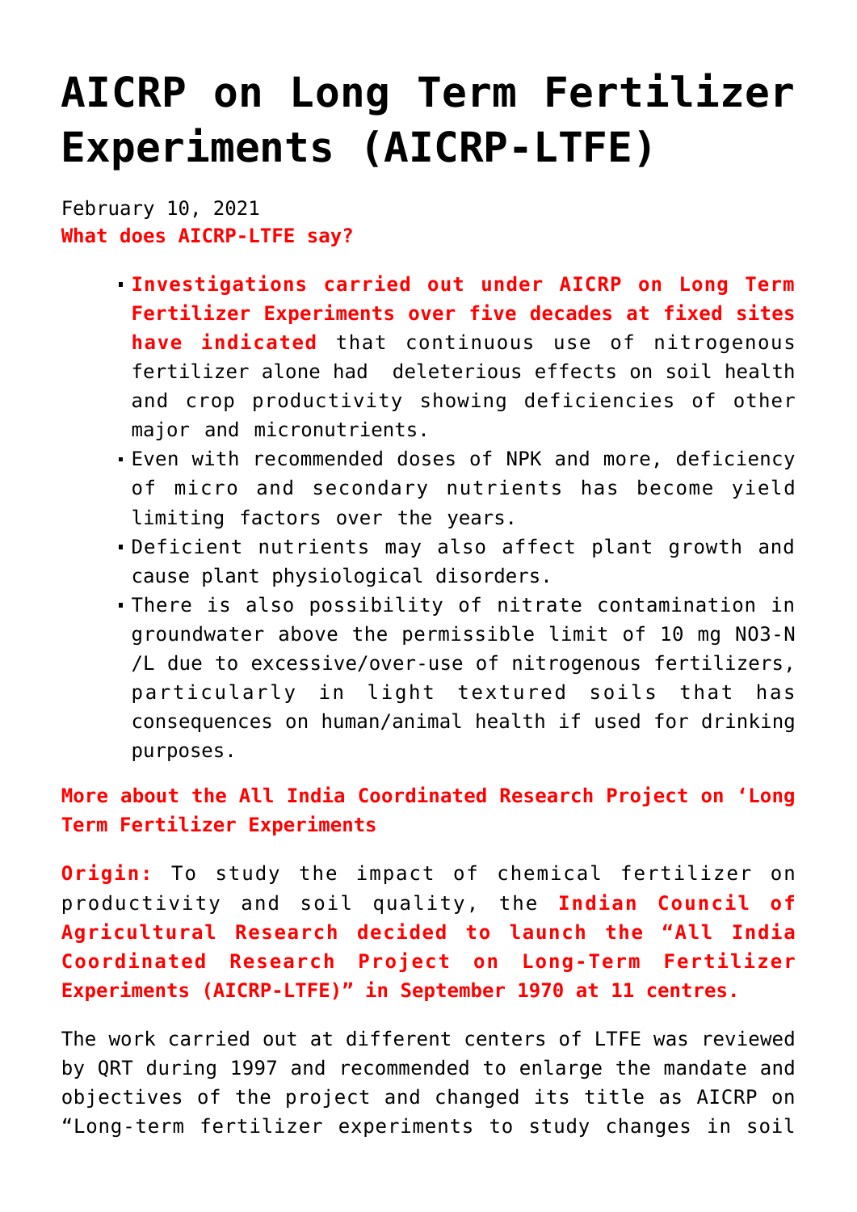# AICRP on Long Term Fertilizer Experiments (AICRP-LTFE)

February 10, 2021

**What does AICRP-LTFE say?**

- **Investigations carried out under AICRP on Long Term Fertilizer Experiments over five decades at fixed sites have indicated** that continuous use of nitrogenous fertilizer alone had deleterious effects on soil health and crop productivity showing deficiencies of other major and micronutrients.
- Even with recommended doses of NPK and more, deficiency of micro and secondary nutrients has become yield limiting factors over the years.
- Deficient nutrients may also affect plant growth and cause plant physiological disorders.
- There is also possibility of nitrate contamination in groundwater above the permissible limit of 10 mg $NO_3$-N /L due to excessive/over-use of nitrogenous fertilizers, particularly in light textured soils that has consequences on human/animal health if used for drinking purposes.

**More about the All India Coordinated Research Project on 'Long Term Fertilizer Experiments**

**Origin:** To study the impact of chemical fertilizer on productivity and soil quality, the **Indian Council of Agricultural Research decided to launch the "All India Coordinated Research Project on Long-Term Fertilizer Experiments (AICRP-LTFE)" in September 1970 at 11 centres.**

The work carried out at different centers of LTFE was reviewed by QRT during 1997 and recommended to enlarge the mandate and objectives of the project and changed its title as AICRP on "Long-term fertilizer experiments to study changes in soil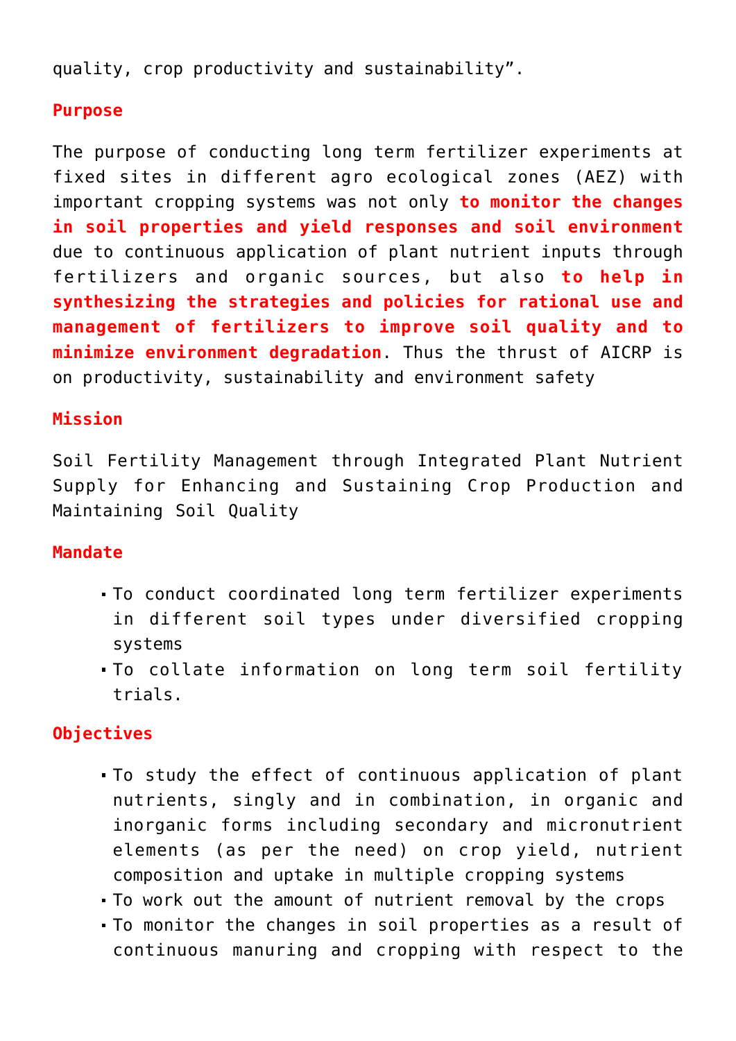quality, crop productivity and sustainability".

## Purpose

The purpose of conducting long term fertilizer experiments at fixed sites in different agro ecological zones (AEZ) with important cropping systems was not only **to monitor the changes in soil properties and yield responses and soil environment** due to continuous application of plant nutrient inputs through fertilizers and organic sources, but also **to help in synthesizing the strategies and policies for rational use and management of fertilizers to improve soil quality and to minimize environment degradation**. Thus the thrust of AICRP is on productivity, sustainability and environment safety

## Mission

Soil Fertility Management through Integrated Plant Nutrient Supply for Enhancing and Sustaining Crop Production and Maintaining Soil Quality

## Mandate

- To conduct coordinated long term fertilizer experiments in different soil types under diversified cropping systems
- To collate information on long term soil fertility trials.

## Objectives

- To study the effect of continuous application of plant nutrients, singly and in combination, in organic and inorganic forms including secondary and micronutrient elements (as per the need) on crop yield, nutrient composition and uptake in multiple cropping systems
- To work out the amount of nutrient removal by the crops
- To monitor the changes in soil properties as a result of continuous manuring and cropping with respect to the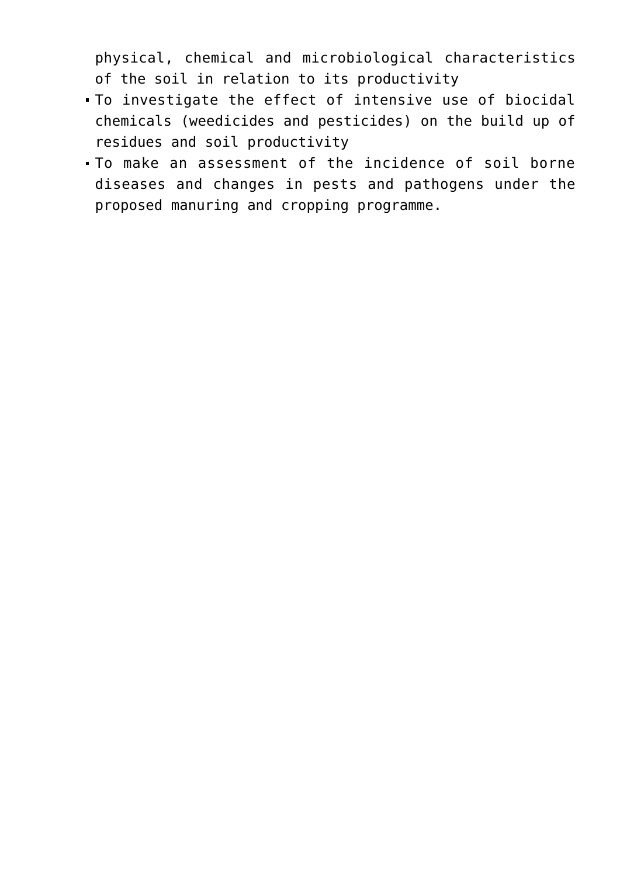physical, chemical and microbiological characteristics of the soil in relation to its productivity

- To investigate the effect of intensive use of biocidal chemicals (weedicides and pesticides) on the build up of residues and soil productivity
- To make an assessment of the incidence of soil borne diseases and changes in pests and pathogens under the proposed manuring and cropping programme.